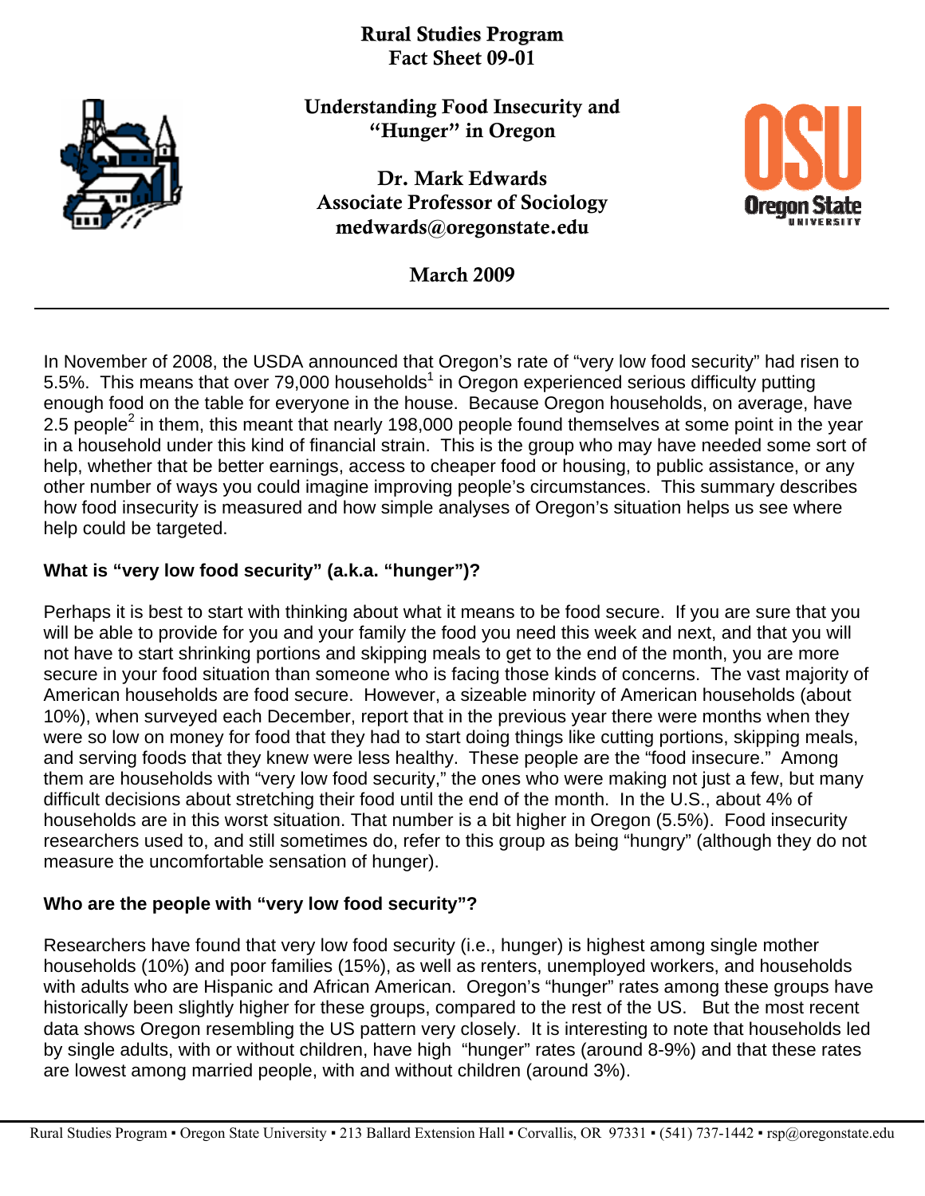**Rural Studies Program**
**Fact Sheet 09-01**

# Understanding Food Insecurity and "Hunger" in Oregon

**Dr. Mark Edwards**
**Associate Professor of Sociology**
**medwards@oregonstate.edu**

**March 2009**

---

In November of 2008, the USDA announced that Oregon's rate of "very low food security" had risen to 5.5%. This means that over 79,000 households[1] in Oregon experienced serious difficulty putting enough food on the table for everyone in the house. Because Oregon households, on average, have 2.5 people[2] in them, this meant that nearly 198,000 people found themselves at some point in the year in a household under this kind of financial strain. This is the group who may have needed some sort of help, whether that be better earnings, access to cheaper food or housing, to public assistance, or any other number of ways you could imagine improving people's circumstances. This summary describes how food insecurity is measured and how simple analyses of Oregon's situation helps us see where help could be targeted.

## What is "very low food security" (a.k.a. "hunger")?

Perhaps it is best to start with thinking about what it means to be food secure. If you are sure that you will be able to provide for you and your family the food you need this week and next, and that you will not have to start shrinking portions and skipping meals to get to the end of the month, you are more secure in your food situation than someone who is facing those kinds of concerns. The vast majority of American households are food secure. However, a sizeable minority of American households (about 10%), when surveyed each December, report that in the previous year there were months when they were so low on money for food that they had to start doing things like cutting portions, skipping meals, and serving foods that they knew were less healthy. These people are the "food insecure." Among them are households with "very low food security," the ones who were making not just a few, but many difficult decisions about stretching their food until the end of the month. In the U.S., about 4% of households are in this worst situation. That number is a bit higher in Oregon (5.5%). Food insecurity researchers used to, and still sometimes do, refer to this group as being "hungry" (although they do not measure the uncomfortable sensation of hunger).

## Who are the people with "very low food security"?

Researchers have found that very low food security (i.e., hunger) is highest among single mother households (10%) and poor families (15%), as well as renters, unemployed workers, and households with adults who are Hispanic and African American. Oregon's "hunger" rates among these groups have historically been slightly higher for these groups, compared to the rest of the US. But the most recent data shows Oregon resembling the US pattern very closely. It is interesting to note that households led by single adults, with or without children, have high "hunger" rates (around 8-9%) and that these rates are lowest among married people, with and without children (around 3%).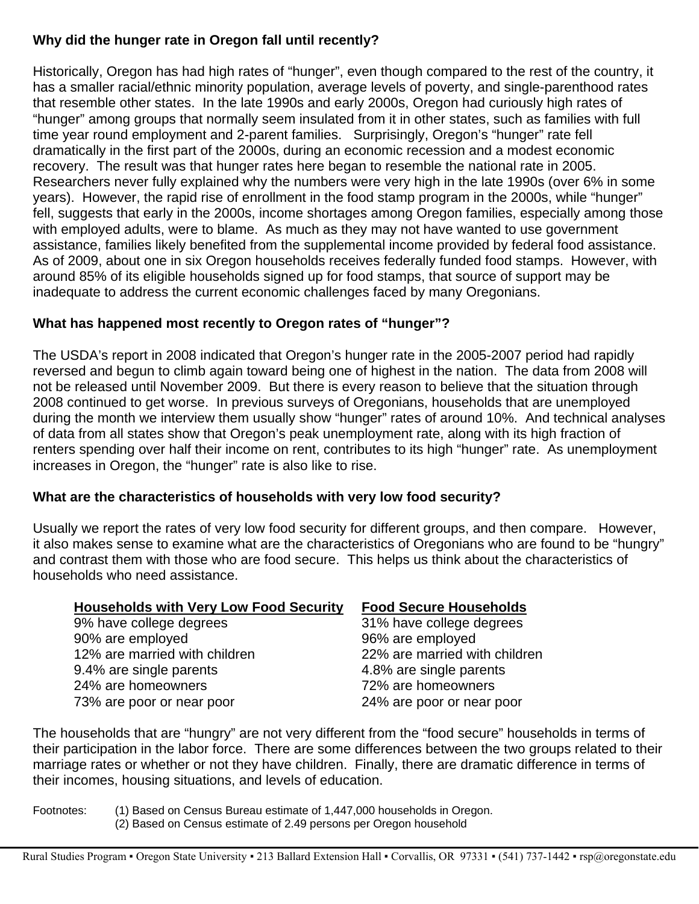**Why did the hunger rate in Oregon fall until recently?**

Historically, Oregon has had high rates of "hunger", even though compared to the rest of the country, it has a smaller racial/ethnic minority population, average levels of poverty, and single-parenthood rates that resemble other states. In the late 1990s and early 2000s, Oregon had curiously high rates of "hunger" among groups that normally seem insulated from it in other states, such as families with full time year round employment and 2-parent families. Surprisingly, Oregon's "hunger" rate fell dramatically in the first part of the 2000s, during an economic recession and a modest economic recovery. The result was that hunger rates here began to resemble the national rate in 2005. Researchers never fully explained why the numbers were very high in the late 1990s (over 6% in some years). However, the rapid rise of enrollment in the food stamp program in the 2000s, while "hunger" fell, suggests that early in the 2000s, income shortages among Oregon families, especially among those with employed adults, were to blame. As much as they may not have wanted to use government assistance, families likely benefited from the supplemental income provided by federal food assistance. As of 2009, about one in six Oregon households receives federally funded food stamps. However, with around 85% of its eligible households signed up for food stamps, that source of support may be inadequate to address the current economic challenges faced by many Oregonians.

**What has happened most recently to Oregon rates of "hunger"?**

The USDA's report in 2008 indicated that Oregon's hunger rate in the 2005-2007 period had rapidly reversed and begun to climb again toward being one of highest in the nation. The data from 2008 will not be released until November 2009. But there is every reason to believe that the situation through 2008 continued to get worse. In previous surveys of Oregonians, households that are unemployed during the month we interview them usually show "hunger" rates of around 10%. And technical analyses of data from all states show that Oregon's peak unemployment rate, along with its high fraction of renters spending over half their income on rent, contributes to its high "hunger" rate. As unemployment increases in Oregon, the "hunger" rate is also like to rise.

**What are the characteristics of households with very low food security?**

Usually we report the rates of very low food security for different groups, and then compare. However, it also makes sense to examine what are the characteristics of Oregonians who are found to be "hungry" and contrast them with those who are food secure. This helps us think about the characteristics of households who need assistance.

| Households with Very Low Food Security | Food Secure Households |
|---|---|
| 9% have college degrees | 31% have college degrees |
| 90% are employed | 96% are employed |
| 12% are married with children | 22% are married with children |
| 9.4% are single parents | 4.8% are single parents |
| 24% are homeowners | 72% are homeowners |
| 73% are poor or near poor | 24% are poor or near poor |

The households that are "hungry" are not very different from the "food secure" households in terms of their participation in the labor force. There are some differences between the two groups related to their marriage rates or whether or not they have children. Finally, there are dramatic difference in terms of their incomes, housing situations, and levels of education.

Footnotes: (1) Based on Census Bureau estimate of 1,447,000 households in Oregon.
(2) Based on Census estimate of 2.49 persons per Oregon household

Rural Studies Program ▪ Oregon State University ▪ 213 Ballard Extension Hall ▪ Corvallis, OR 97331 ▪ (541) 737-1442 ▪ rsp@oregonstate.edu